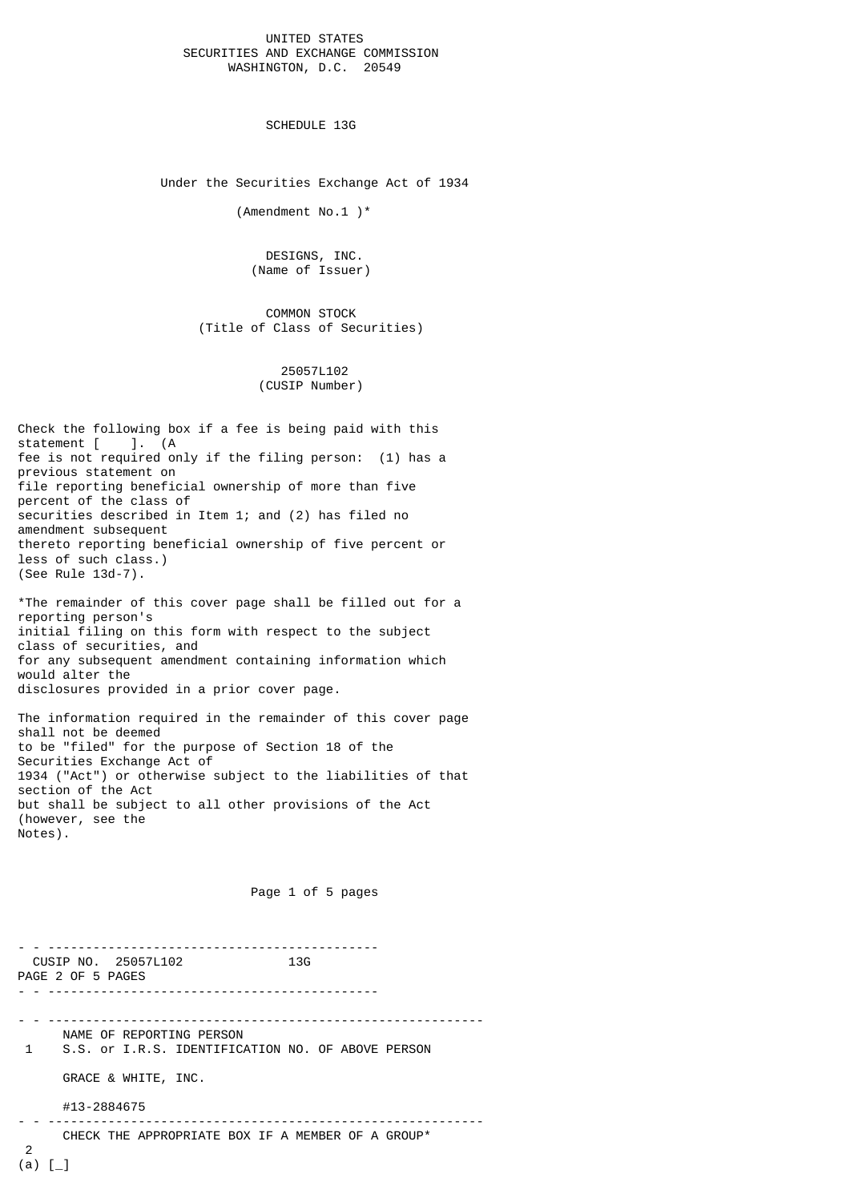UNITED STATES
SECURITIES AND EXCHANGE COMMISSION
WASHINGTON, D.C. 20549

# SCHEDULE 13G

Under the Securities Exchange Act of 1934

(Amendment No.1 )*

DESIGNS, INC.
(Name of Issuer)

COMMON STOCK
(Title of Class of Securities)

25057L102
(CUSIP Number)

Check the following box if a fee is being paid with this statement [ ]. (A fee is not required only if the filing person: (1) has a previous statement on file reporting beneficial ownership of more than five percent of the class of securities described in Item 1; and (2) has filed no amendment subsequent thereto reporting beneficial ownership of five percent or less of such class.) (See Rule 13d-7).

*The remainder of this cover page shall be filled out for a reporting person's initial filing on this form with respect to the subject class of securities, and for any subsequent amendment containing information which would alter the disclosures provided in a prior cover page.

The information required in the remainder of this cover page shall not be deemed to be "filed" for the purpose of Section 18 of the Securities Exchange Act of 1934 ("Act") or otherwise subject to the liabilities of that section of the Act but shall be subject to all other provisions of the Act (however, see the Notes).

CUSIP NO. 25057L102 13G

1 NAME OF REPORTING PERSON
S.S. or I.R.S. IDENTIFICATION NO. OF ABOVE PERSON

GRACE & WHITE, INC.

#13-2884675

2 CHECK THE APPROPRIATE BOX IF A MEMBER OF A GROUP*
(a) [_]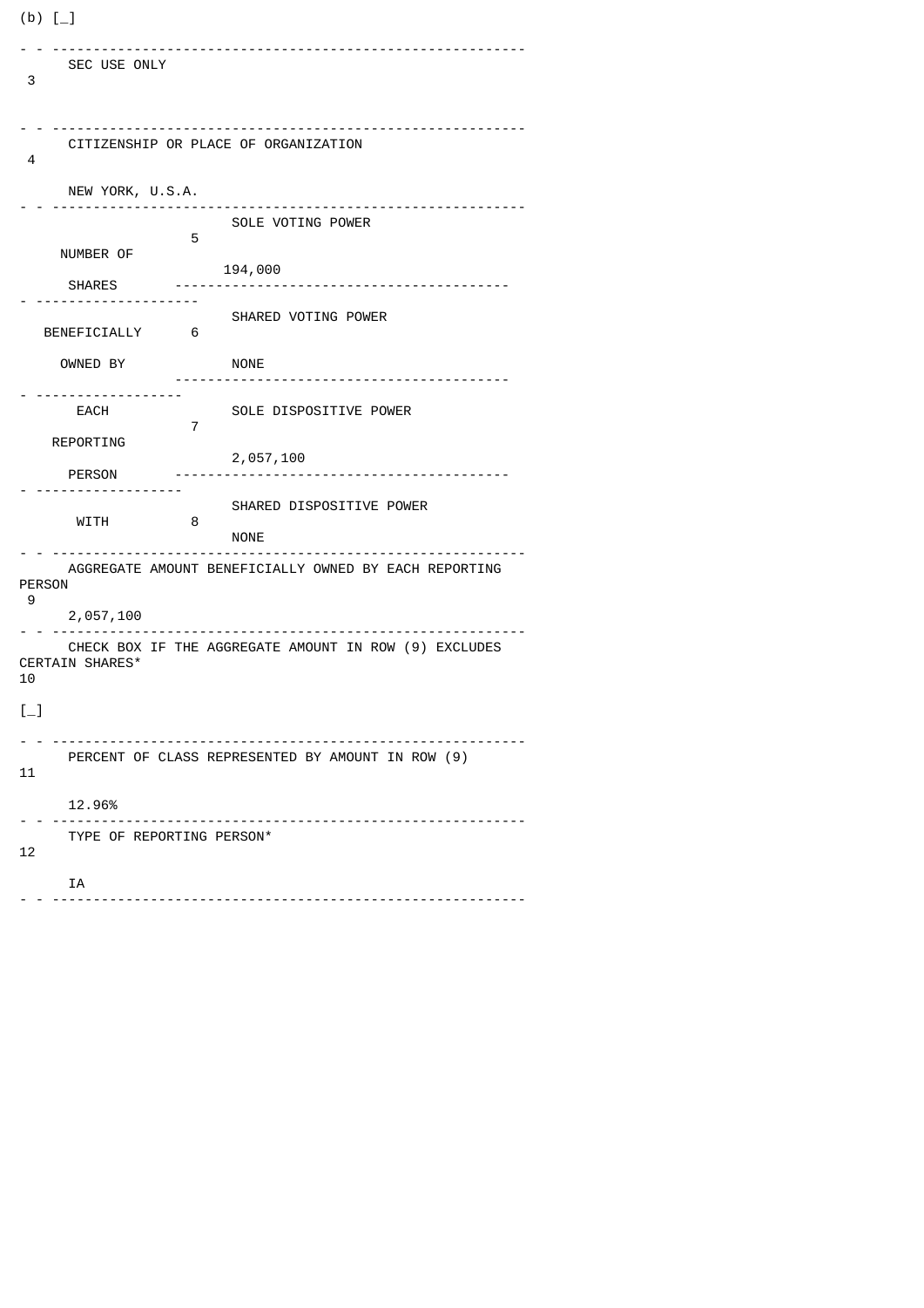(b) [_]

| | | |
|---|---|---|
| 3 | SEC USE ONLY | |
| 4 | CITIZENSHIP OR PLACE OF ORGANIZATION<br><br>NEW YORK, U.S.A. | |
| NUMBER OF SHARES BENEFICIALLY OWNED BY EACH REPORTING PERSON WITH | 5 | SOLE VOTING POWER<br><br>194,000 |
| | 6 | SHARED VOTING POWER<br><br>NONE |
| | 7 | SOLE DISPOSITIVE POWER<br><br>2,057,100 |
| | 8 | SHARED DISPOSITIVE POWER<br><br>NONE |
| 9 | AGGREGATE AMOUNT BENEFICIALLY OWNED BY EACH REPORTING PERSON<br><br>2,057,100 | |
| 10 | CHECK BOX IF THE AGGREGATE AMOUNT IN ROW (9) EXCLUDES CERTAIN SHARES*<br><br>[_] | |
| 11 | PERCENT OF CLASS REPRESENTED BY AMOUNT IN ROW (9)<br><br>12.96% | |
| 12 | TYPE OF REPORTING PERSON*<br><br>IA | |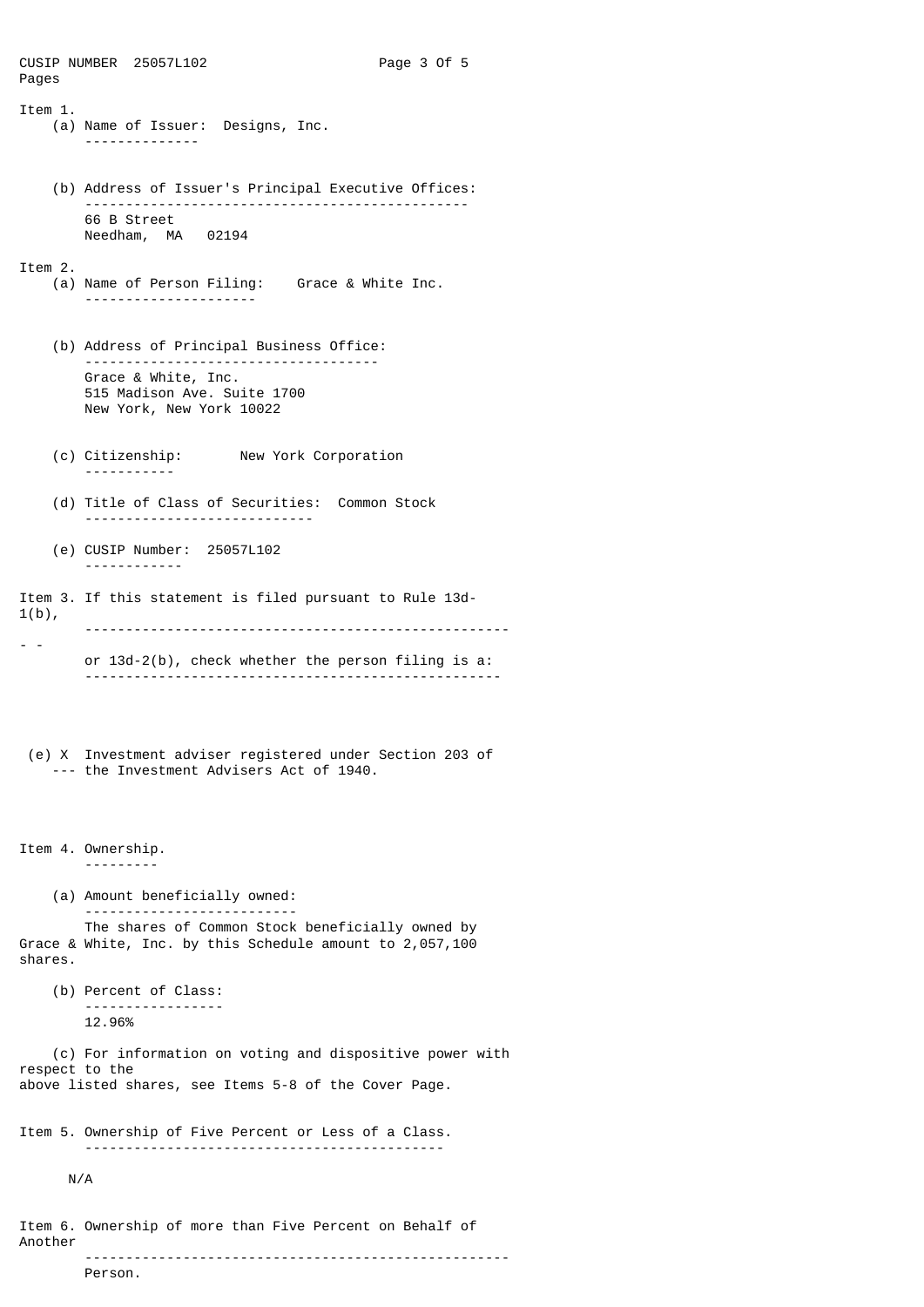## Item 1.

(a) Name of Issuer: Designs, Inc.

(b) Address of Issuer's Principal Executive Offices:

66 B Street
Needham, MA 02194

## Item 2.

(a) Name of Person Filing: Grace & White Inc.

(b) Address of Principal Business Office:

Grace & White, Inc.
515 Madison Ave. Suite 1700
New York, New York 10022

(c) Citizenship: New York Corporation

(d) Title of Class of Securities: Common Stock

(e) CUSIP Number: 25057L102

## Item 3. If this statement is filed pursuant to Rule 13d-1(b), or 13d-2(b), check whether the person filing is a:

(e) X Investment adviser registered under Section 203 of the Investment Advisers Act of 1940.

## Item 4. Ownership.

(a) Amount beneficially owned:

The shares of Common Stock beneficially owned by Grace & White, Inc. by this Schedule amount to 2,057,100 shares.

(b) Percent of Class:

12.96%

(c) For information on voting and dispositive power with respect to the above listed shares, see Items 5-8 of the Cover Page.

## Item 5. Ownership of Five Percent or Less of a Class.

N/A

## Item 6. Ownership of more than Five Percent on Behalf of Another Person.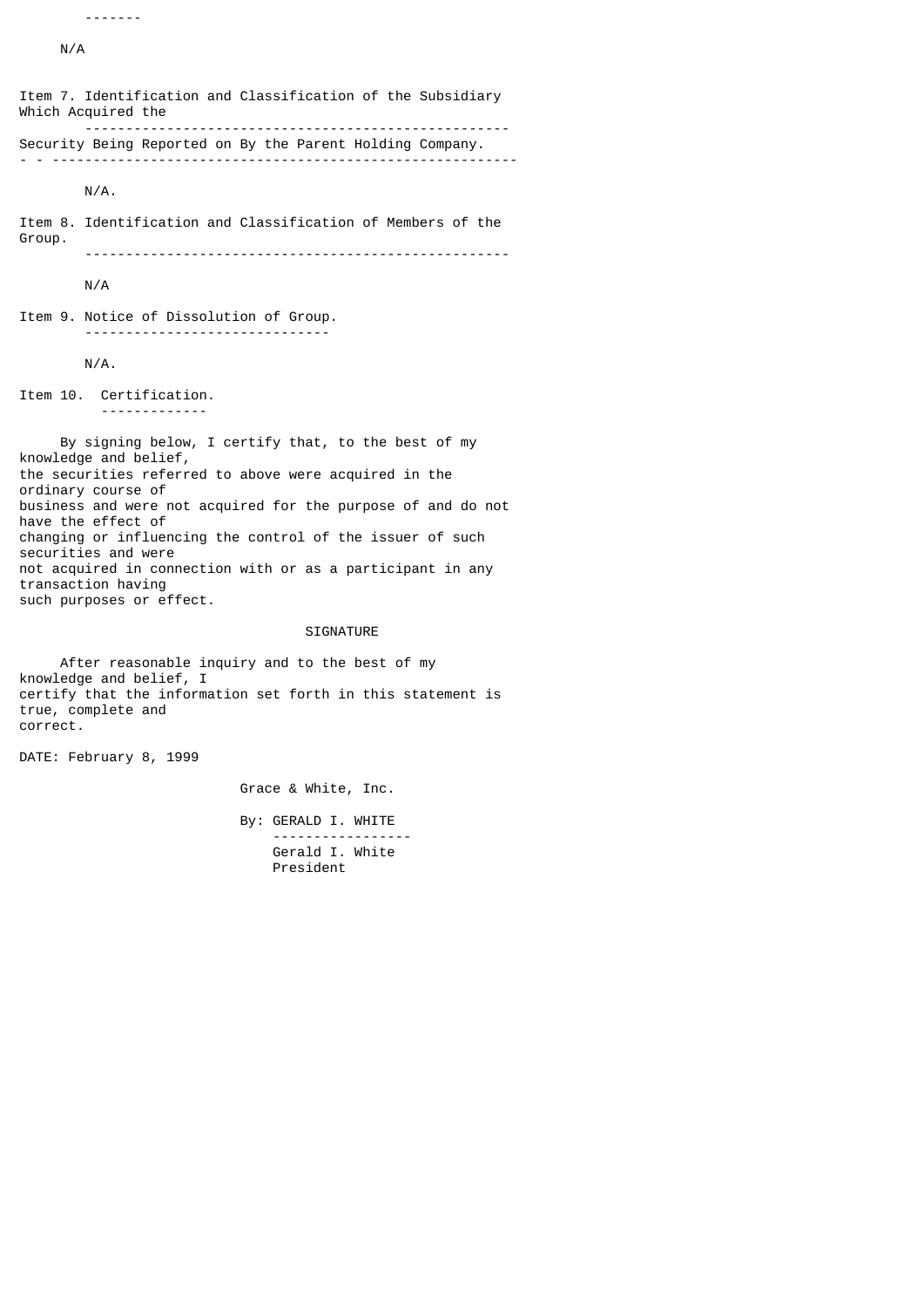N/A

**Item 7. Identification and Classification of the Subsidiary Which Acquired the Security Being Reported on By the Parent Holding Company.**

N/A.

**Item 8. Identification and Classification of Members of the Group.**

N/A

**Item 9. Notice of Dissolution of Group.**

N/A.

**Item 10. Certification.**

By signing below, I certify that, to the best of my knowledge and belief, the securities referred to above were acquired in the ordinary course of business and were not acquired for the purpose of and do not have the effect of changing or influencing the control of the issuer of such securities and were not acquired in connection with or as a participant in any transaction having such purposes or effect.

## SIGNATURE

After reasonable inquiry and to the best of my knowledge and belief, I certify that the information set forth in this statement is true, complete and correct.

DATE: February 8, 1999

Grace & White, Inc.

By: GERALD I. WHITE

Gerald I. White
President